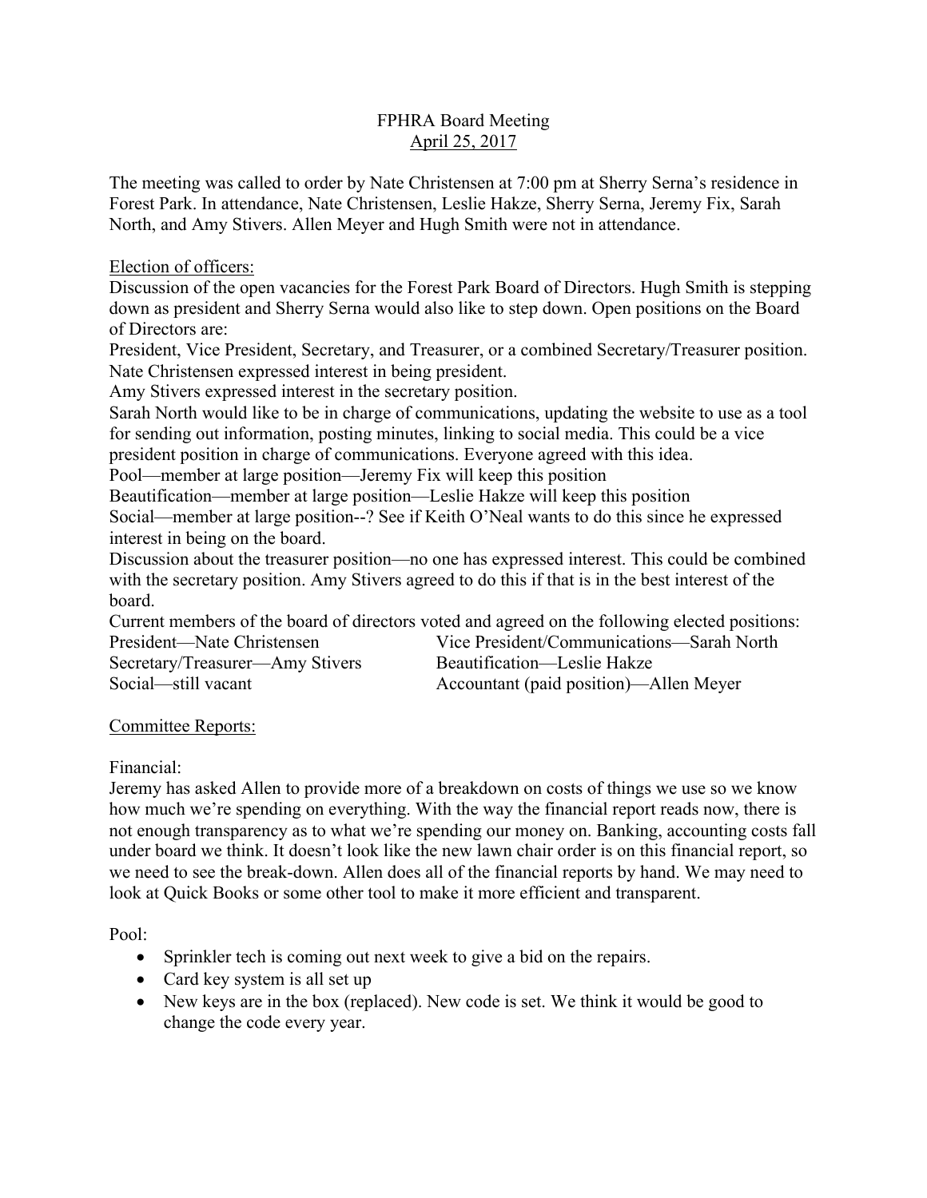# FPHRA Board Meeting
## April 25, 2017

The meeting was called to order by Nate Christensen at 7:00 pm at Sherry Serna's residence in Forest Park. In attendance, Nate Christensen, Leslie Hakze, Sherry Serna, Jeremy Fix, Sarah North, and Amy Stivers. Allen Meyer and Hugh Smith were not in attendance.

Election of officers:

Discussion of the open vacancies for the Forest Park Board of Directors. Hugh Smith is stepping down as president and Sherry Serna would also like to step down. Open positions on the Board of Directors are:

President, Vice President, Secretary, and Treasurer, or a combined Secretary/Treasurer position.

Nate Christensen expressed interest in being president.

Amy Stivers expressed interest in the secretary position.

Sarah North would like to be in charge of communications, updating the website to use as a tool for sending out information, posting minutes, linking to social media. This could be a vice president position in charge of communications. Everyone agreed with this idea.

Pool—member at large position—Jeremy Fix will keep this position

Beautification—member at large position—Leslie Hakze will keep this position

Social—member at large position--? See if Keith O'Neal wants to do this since he expressed interest in being on the board.

Discussion about the treasurer position—no one has expressed interest. This could be combined with the secretary position. Amy Stivers agreed to do this if that is in the best interest of the board.

Current members of the board of directors voted and agreed on the following elected positions:

President—Nate Christensen

Vice President/Communications—Sarah North

Secretary/Treasurer—Amy Stivers

Beautification—Leslie Hakze

Social—still vacant

Accountant (paid position)—Allen Meyer

Committee Reports:

Financial:

Jeremy has asked Allen to provide more of a breakdown on costs of things we use so we know how much we're spending on everything. With the way the financial report reads now, there is not enough transparency as to what we're spending our money on. Banking, accounting costs fall under board we think. It doesn't look like the new lawn chair order is on this financial report, so we need to see the break-down. Allen does all of the financial reports by hand. We may need to look at Quick Books or some other tool to make it more efficient and transparent.

Pool:

- Sprinkler tech is coming out next week to give a bid on the repairs.
- Card key system is all set up
- New keys are in the box (replaced). New code is set. We think it would be good to change the code every year.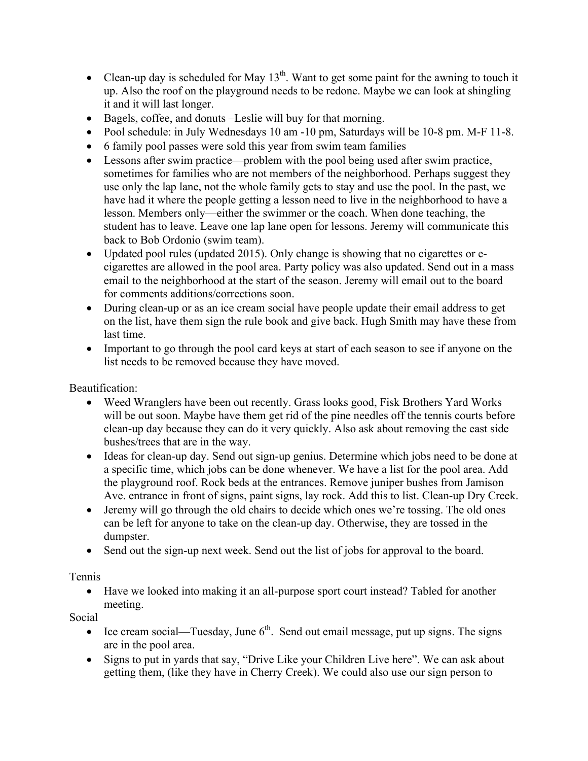- Clean-up day is scheduled for May 13th. Want to get some paint for the awning to touch it up. Also the roof on the playground needs to be redone. Maybe we can look at shingling it and it will last longer.
- Bagels, coffee, and donuts –Leslie will buy for that morning.
- Pool schedule: in July Wednesdays 10 am -10 pm, Saturdays will be 10-8 pm. M-F 11-8.
- 6 family pool passes were sold this year from swim team families
- Lessons after swim practice—problem with the pool being used after swim practice, sometimes for families who are not members of the neighborhood. Perhaps suggest they use only the lap lane, not the whole family gets to stay and use the pool. In the past, we have had it where the people getting a lesson need to live in the neighborhood to have a lesson. Members only—either the swimmer or the coach. When done teaching, the student has to leave. Leave one lap lane open for lessons. Jeremy will communicate this back to Bob Ordonio (swim team).
- Updated pool rules (updated 2015). Only change is showing that no cigarettes or e-cigarettes are allowed in the pool area. Party policy was also updated. Send out in a mass email to the neighborhood at the start of the season. Jeremy will email out to the board for comments additions/corrections soon.
- During clean-up or as an ice cream social have people update their email address to get on the list, have them sign the rule book and give back. Hugh Smith may have these from last time.
- Important to go through the pool card keys at start of each season to see if anyone on the list needs to be removed because they have moved.

Beautification:

- Weed Wranglers have been out recently. Grass looks good, Fisk Brothers Yard Works will be out soon. Maybe have them get rid of the pine needles off the tennis courts before clean-up day because they can do it very quickly. Also ask about removing the east side bushes/trees that are in the way.
- Ideas for clean-up day. Send out sign-up genius. Determine which jobs need to be done at a specific time, which jobs can be done whenever. We have a list for the pool area. Add the playground roof. Rock beds at the entrances. Remove juniper bushes from Jamison Ave. entrance in front of signs, paint signs, lay rock. Add this to list. Clean-up Dry Creek.
- Jeremy will go through the old chairs to decide which ones we're tossing. The old ones can be left for anyone to take on the clean-up day. Otherwise, they are tossed in the dumpster.
- Send out the sign-up next week. Send out the list of jobs for approval to the board.

Tennis

- Have we looked into making it an all-purpose sport court instead? Tabled for another meeting.

Social

- Ice cream social—Tuesday, June 6th. Send out email message, put up signs. The signs are in the pool area.
- Signs to put in yards that say, "Drive Like your Children Live here". We can ask about getting them, (like they have in Cherry Creek). We could also use our sign person to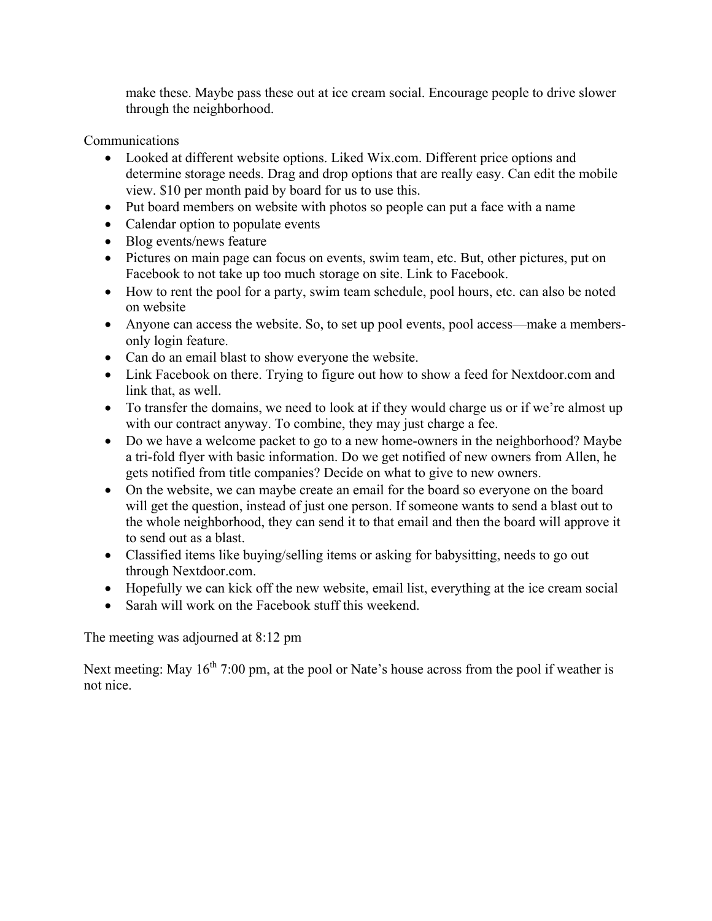make these. Maybe pass these out at ice cream social. Encourage people to drive slower through the neighborhood.

Communications

- Looked at different website options. Liked Wix.com. Different price options and determine storage needs. Drag and drop options that are really easy. Can edit the mobile view. $10 per month paid by board for us to use this.
- Put board members on website with photos so people can put a face with a name
- Calendar option to populate events
- Blog events/news feature
- Pictures on main page can focus on events, swim team, etc. But, other pictures, put on Facebook to not take up too much storage on site. Link to Facebook.
- How to rent the pool for a party, swim team schedule, pool hours, etc. can also be noted on website
- Anyone can access the website. So, to set up pool events, pool access—make a members-only login feature.
- Can do an email blast to show everyone the website.
- Link Facebook on there. Trying to figure out how to show a feed for Nextdoor.com and link that, as well.
- To transfer the domains, we need to look at if they would charge us or if we're almost up with our contract anyway. To combine, they may just charge a fee.
- Do we have a welcome packet to go to a new home-owners in the neighborhood? Maybe a tri-fold flyer with basic information. Do we get notified of new owners from Allen, he gets notified from title companies? Decide on what to give to new owners.
- On the website, we can maybe create an email for the board so everyone on the board will get the question, instead of just one person. If someone wants to send a blast out to the whole neighborhood, they can send it to that email and then the board will approve it to send out as a blast.
- Classified items like buying/selling items or asking for babysitting, needs to go out through Nextdoor.com.
- Hopefully we can kick off the new website, email list, everything at the ice cream social
- Sarah will work on the Facebook stuff this weekend.

The meeting was adjourned at 8:12 pm

Next meeting: May 16th 7:00 pm, at the pool or Nate's house across from the pool if weather is not nice.